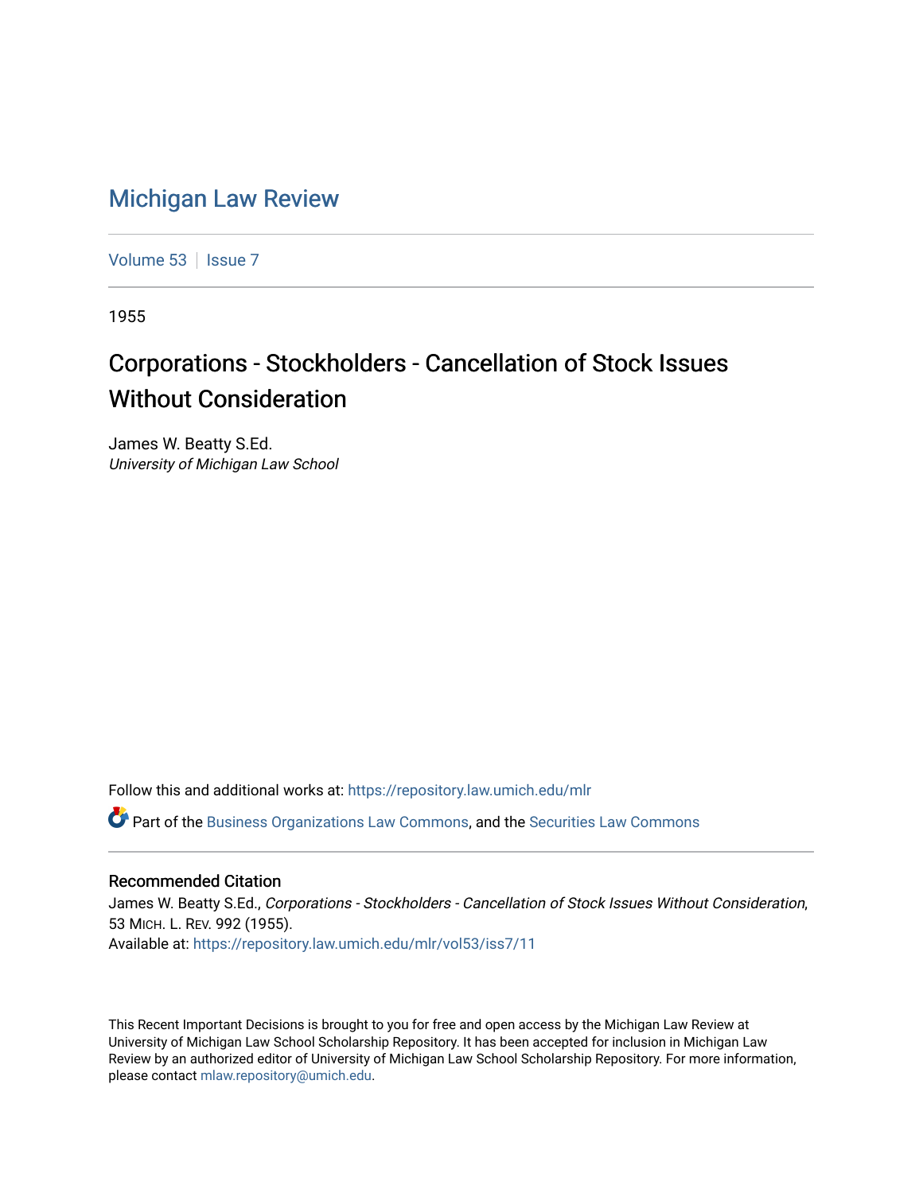# Michigan Law Review

Volume 53 | Issue 7

1955

## Corporations - Stockholders - Cancellation of Stock Issues Without Consideration

James W. Beatty S.Ed.
*University of Michigan Law School*

Follow this and additional works at: https://repository.law.umich.edu/mlr

Part of the Business Organizations Law Commons, and the Securities Law Commons

### Recommended Citation

James W. Beatty S.Ed., *Corporations - Stockholders - Cancellation of Stock Issues Without Consideration*, 53 MICH. L. REV. 992 (1955).
Available at: https://repository.law.umich.edu/mlr/vol53/iss7/11

This Recent Important Decisions is brought to you for free and open access by the Michigan Law Review at University of Michigan Law School Scholarship Repository. It has been accepted for inclusion in Michigan Law Review by an authorized editor of University of Michigan Law School Scholarship Repository. For more information, please contact mlaw.repository@umich.edu.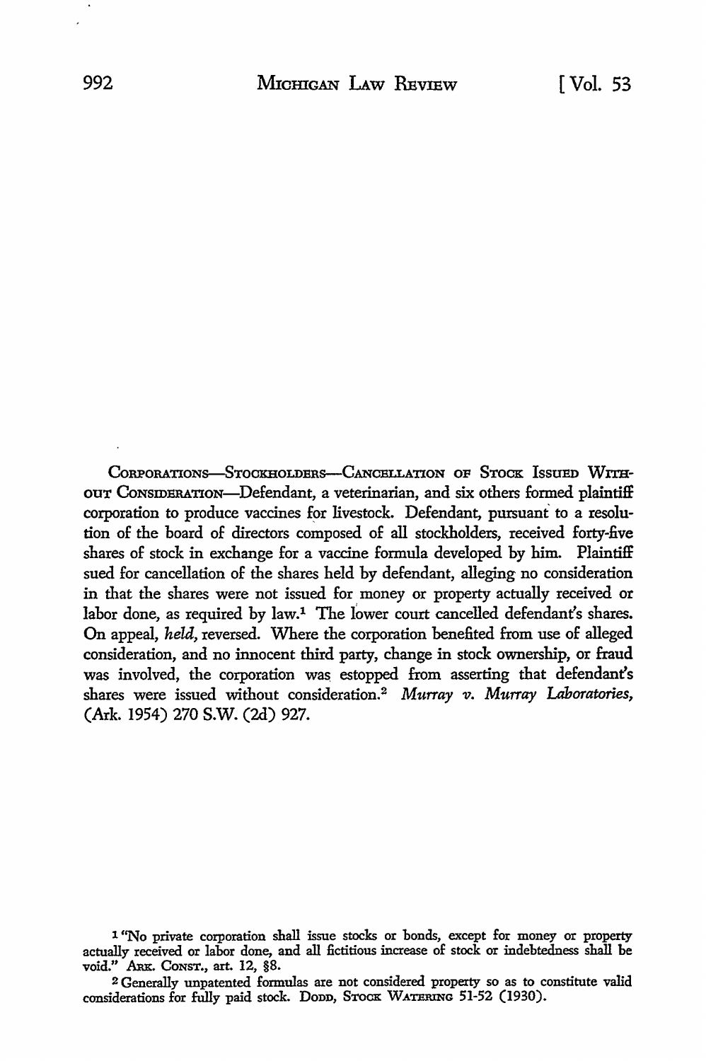CORPORATIONS—STOCKHOLDERS—CANCELLATION OF STOCK ISSUED WITHOUT CONSIDERATION—Defendant, a veterinarian, and six others formed plaintiff corporation to produce vaccines for livestock. Defendant, pursuant to a resolution of the board of directors composed of all stockholders, received forty-five shares of stock in exchange for a vaccine formula developed by him. Plaintiff sued for cancellation of the shares held by defendant, alleging no consideration in that the shares were not issued for money or property actually received or labor done, as required by law.[1] The lower court cancelled defendant's shares. On appeal, *held,* reversed. Where the corporation benefited from use of alleged consideration, and no innocent third party, change in stock ownership, or fraud was involved, the corporation was estopped from asserting that defendant's shares were issued without consideration.[2] *Murray v. Murray Laboratories,* (Ark. 1954) 270 S.W. (2d) 927.

[1] "No private corporation shall issue stocks or bonds, except for money or property actually received or labor done, and all fictitious increase of stock or indebtedness shall be void." ARK. CONST., art. 12, §8.

[2] Generally unpatented formulas are not considered property so as to constitute valid considerations for fully paid stock. DODD, STOCK WATERING 51-52 (1930).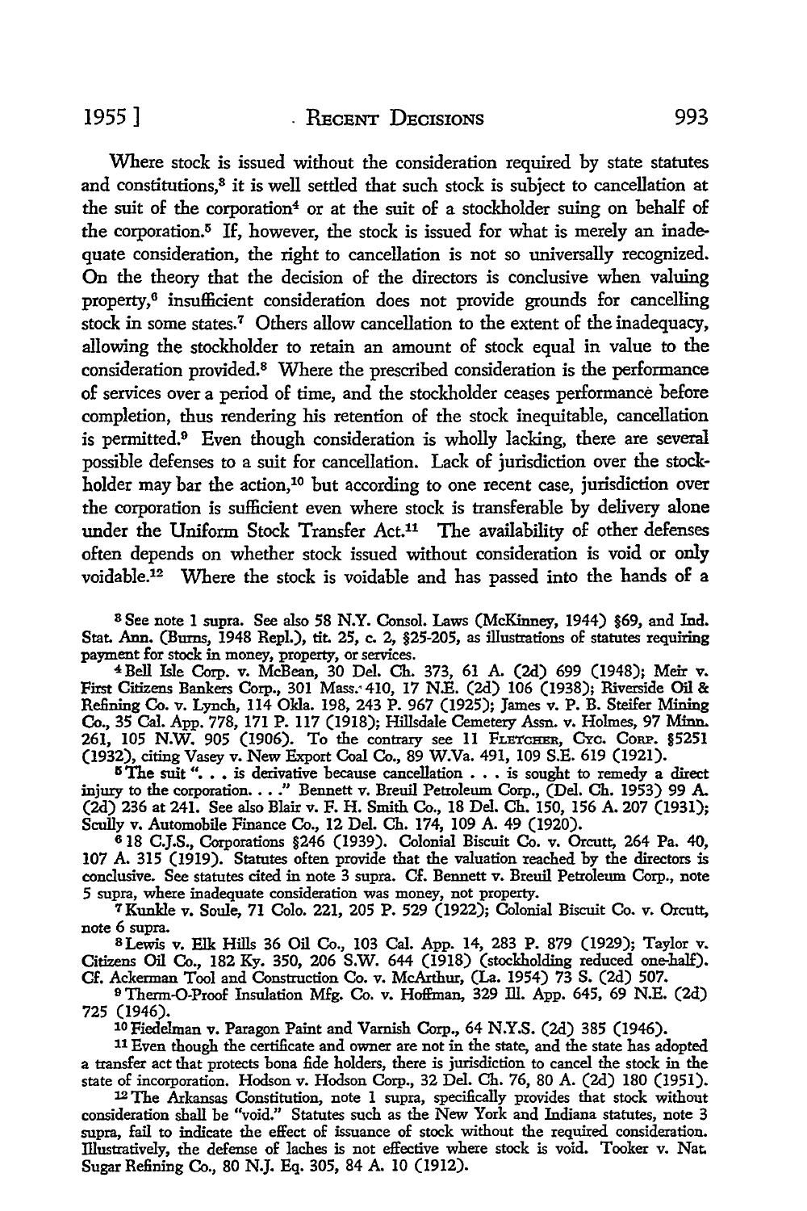Where stock is issued without the consideration required by state statutes and constitutions,[3] it is well settled that such stock is subject to cancellation at the suit of the corporation[4] or at the suit of a stockholder suing on behalf of the corporation.[5] If, however, the stock is issued for what is merely an inadequate consideration, the right to cancellation is not so universally recognized. On the theory that the decision of the directors is conclusive when valuing property,[6] insufficient consideration does not provide grounds for cancelling stock in some states.[7] Others allow cancellation to the extent of the inadequacy, allowing the stockholder to retain an amount of stock equal in value to the consideration provided.[8] Where the prescribed consideration is the performance of services over a period of time, and the stockholder ceases performance before completion, thus rendering his retention of the stock inequitable, cancellation is permitted.[9] Even though consideration is wholly lacking, there are several possible defenses to a suit for cancellation. Lack of jurisdiction over the stockholder may bar the action,[10] but according to one recent case, jurisdiction over the corporation is sufficient even where stock is transferable by delivery alone under the Uniform Stock Transfer Act.[11] The availability of other defenses often depends on whether stock issued without consideration is void or only voidable.[12] Where the stock is voidable and has passed into the hands of a

---

[3] See note 1 supra. See also 58 N.Y. Consol. Laws (McKinney, 1944) §69, and Ind. Stat. Ann. (Burns, 1948 Repl.), tit. 25, c. 2, §25-205, as illustrations of statutes requiring payment for stock in money, property, or services.

[4] Bell Isle Corp. v. McBean, 30 Del. Ch. 373, 61 A. (2d) 699 (1948); Meir v. First Citizens Bankers Corp., 301 Mass. 410, 17 N.E. (2d) 106 (1938); Riverside Oil & Refining Co. v. Lynch, 114 Okla. 198, 243 P. 967 (1925); James v. P. B. Steifer Mining Co., 35 Cal. App. 778, 171 P. 117 (1918); Hillsdale Cemetery Assn. v. Holmes, 97 Minn. 261, 105 N.W. 905 (1906). To the contrary see 11 FLETCHER, CYC. CORP. §5251 (1932), citing Vasey v. New Export Coal Co., 89 W.Va. 491, 109 S.E. 619 (1921).

[5] The suit ". . . is derivative because cancellation . . . is sought to remedy a direct injury to the corporation. . . ." Bennett v. Breuil Petroleum Corp., (Del. Ch. 1953) 99 A. (2d) 236 at 241. See also Blair v. F. H. Smith Co., 18 Del. Ch. 150, 156 A. 207 (1931); Scully v. Automobile Finance Co., 12 Del. Ch. 174, 109 A. 49 (1920).

[6] 18 C.J.S., Corporations §246 (1939). Colonial Biscuit Co. v. Orcutt, 264 Pa. 40, 107 A. 315 (1919). Statutes often provide that the valuation reached by the directors is conclusive. See statutes cited in note 3 supra. Cf. Bennett v. Breuil Petroleum Corp., note 5 supra, where inadequate consideration was money, not property.

[7] Kunkle v. Soule, 71 Colo. 221, 205 P. 529 (1922); Colonial Biscuit Co. v. Orcutt, note 6 supra.

[8] Lewis v. Elk Hills 36 Oil Co., 103 Cal. App. 14, 283 P. 879 (1929); Taylor v. Citizens Oil Co., 182 Ky. 350, 206 S.W. 644 (1918) (stockholding reduced one-half). Cf. Ackerman Tool and Construction Co. v. McArthur, (La. 1954) 73 S. (2d) 507.

[9] Therm-O-Proof Insulation Mfg. Co. v. Hoffman, 329 Ill. App. 645, 69 N.E. (2d) 725 (1946).

[10] Fiedelman v. Paragon Paint and Varnish Corp., 64 N.Y.S. (2d) 385 (1946).

[11] Even though the certificate and owner are not in the state, and the state has adopted a transfer act that protects bona fide holders, there is jurisdiction to cancel the stock in the state of incorporation. Hodson v. Hodson Corp., 32 Del. Ch. 76, 80 A. (2d) 180 (1951).

[12] The Arkansas Constitution, note 1 supra, specifically provides that stock without consideration shall be "void." Statutes such as the New York and Indiana statutes, note 3 supra, fail to indicate the effect of issuance of stock without the required consideration. Illustratively, the defense of laches is not effective where stock is void. Tooker v. Nat. Sugar Refining Co., 80 N.J. Eq. 305, 84 A. 10 (1912).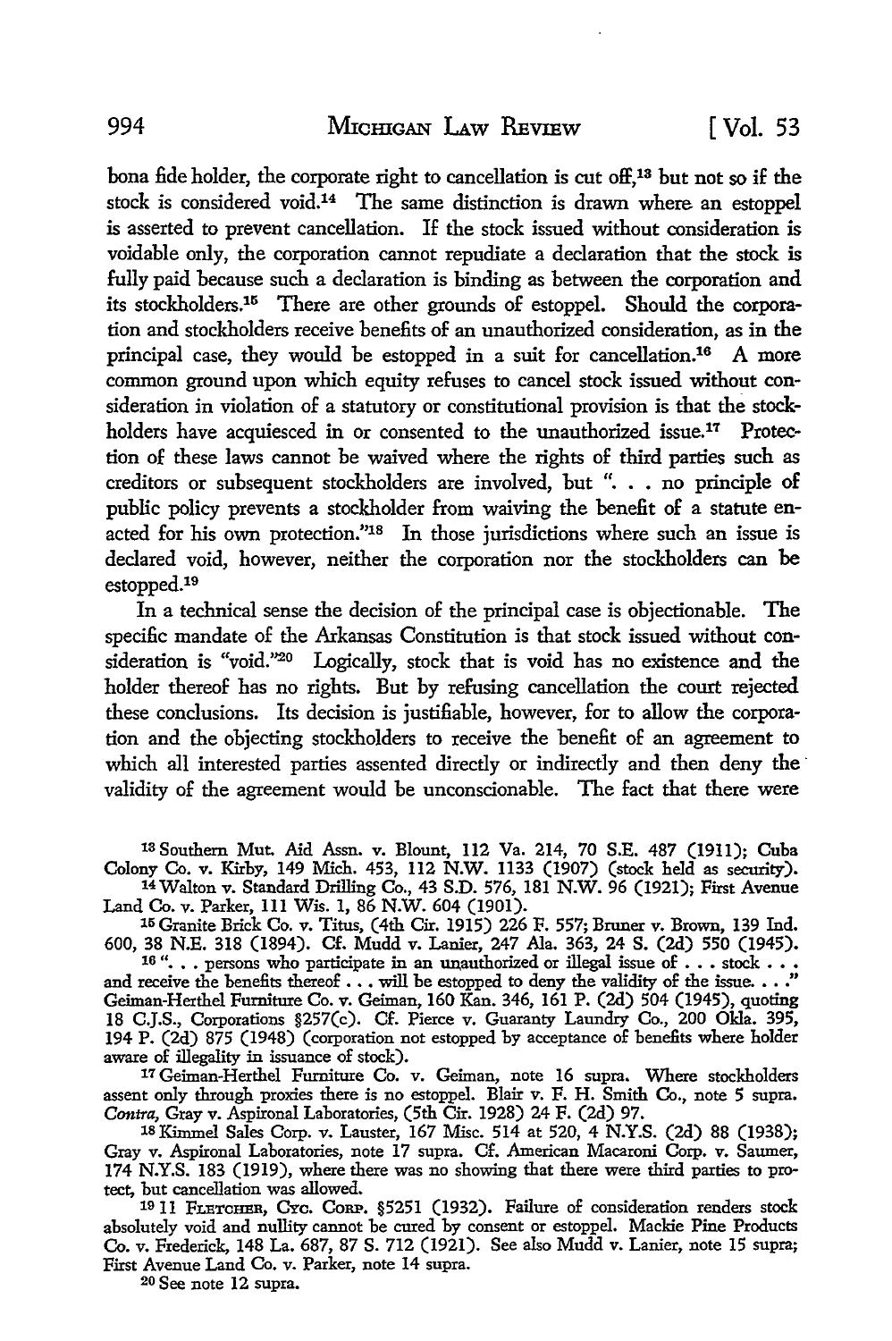bona fide holder, the corporate right to cancellation is cut off,[13] but not so if the stock is considered void.[14] The same distinction is drawn where an estoppel is asserted to prevent cancellation. If the stock issued without consideration is voidable only, the corporation cannot repudiate a declaration that the stock is fully paid because such a declaration is binding as between the corporation and its stockholders.[15] There are other grounds of estoppel. Should the corporation and stockholders receive benefits of an unauthorized consideration, as in the principal case, they would be estopped in a suit for cancellation.[16] A more common ground upon which equity refuses to cancel stock issued without consideration in violation of a statutory or constitutional provision is that the stockholders have acquiesced in or consented to the unauthorized issue.[17] Protection of these laws cannot be waived where the rights of third parties such as creditors or subsequent stockholders are involved, but ". . . no principle of public policy prevents a stockholder from waiving the benefit of a statute enacted for his own protection."[18] In those jurisdictions where such an issue is declared void, however, neither the corporation nor the stockholders can be estopped.[19]

In a technical sense the decision of the principal case is objectionable. The specific mandate of the Arkansas Constitution is that stock issued without consideration is "void."[20] Logically, stock that is void has no existence and the holder thereof has no rights. But by refusing cancellation the court rejected these conclusions. Its decision is justifiable, however, for to allow the corporation and the objecting stockholders to receive the benefit of an agreement to which all interested parties assented directly or indirectly and then deny the validity of the agreement would be unconscionable. The fact that there were

---

[13] Southern Mut. Aid Assn. v. Blount, 112 Va. 214, 70 S.E. 487 (1911); Cuba Colony Co. v. Kirby, 149 Mich. 453, 112 N.W. 1133 (1907) (stock held as security).

[14] Walton v. Standard Drilling Co., 43 S.D. 576, 181 N.W. 96 (1921); First Avenue Land Co. v. Parker, 111 Wis. 1, 86 N.W. 604 (1901).

[15] Granite Brick Co. v. Titus, (4th Cir. 1915) 226 F. 557; Bruner v. Brown, 139 Ind. 600, 38 N.E. 318 (1894). Cf. Mudd v. Lanier, 247 Ala. 363, 24 S. (2d) 550 (1945).

[16] ". . . persons who participate in an unauthorized or illegal issue of . . . stock . . . and receive the benefits thereof . . . will be estopped to deny the validity of the issue. . . ." Geiman-Herthel Furniture Co. v. Geiman, 160 Kan. 346, 161 P. (2d) 504 (1945), quoting 18 C.J.S., Corporations §257(c). Cf. Pierce v. Guaranty Laundry Co., 200 Okla. 395, 194 P. (2d) 875 (1948) (corporation not estopped by acceptance of benefits where holder aware of illegality in issuance of stock).

[17] Geiman-Herthel Furniture Co. v. Geiman, note 16 supra. Where stockholders assent only through proxies there is no estoppel. Blair v. F. H. Smith Co., note 5 supra. *Contra*, Gray v. Aspironal Laboratories, (5th Cir. 1928) 24 F. (2d) 97.

[18] Kimmel Sales Corp. v. Lauster, 167 Misc. 514 at 520, 4 N.Y.S. (2d) 88 (1938); Gray v. Aspironal Laboratories, note 17 supra. Cf. American Macaroni Corp. v. Saumer, 174 N.Y.S. 183 (1919), where there was no showing that there were third parties to protect, but cancellation was allowed.

[19] 11 FLETCHER, CYC. CORP. §5251 (1932). Failure of consideration renders stock absolutely void and nullity cannot be cured by consent or estoppel. Mackie Pine Products Co. v. Frederick, 148 La. 687, 87 S. 712 (1921). See also Mudd v. Lanier, note 15 supra; First Avenue Land Co. v. Parker, note 14 supra.

[20] See note 12 supra.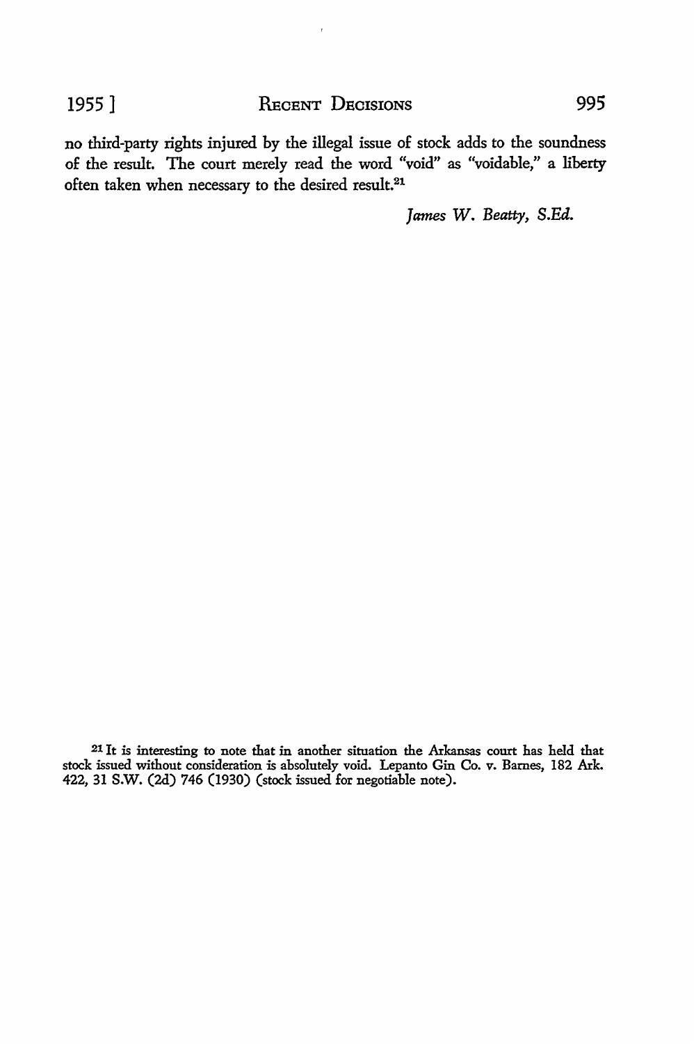no third-party rights injured by the illegal issue of stock adds to the soundness of the result. The court merely read the word "void" as "voidable," a liberty often taken when necessary to the desired result.[21]

*James W. Beatty, S.Ed.*

[21] It is interesting to note that in another situation the Arkansas court has held that stock issued without consideration is absolutely void. Lepanto Gin Co. v. Barnes, 182 Ark. 422, 31 S.W. (2d) 746 (1930) (stock issued for negotiable note).